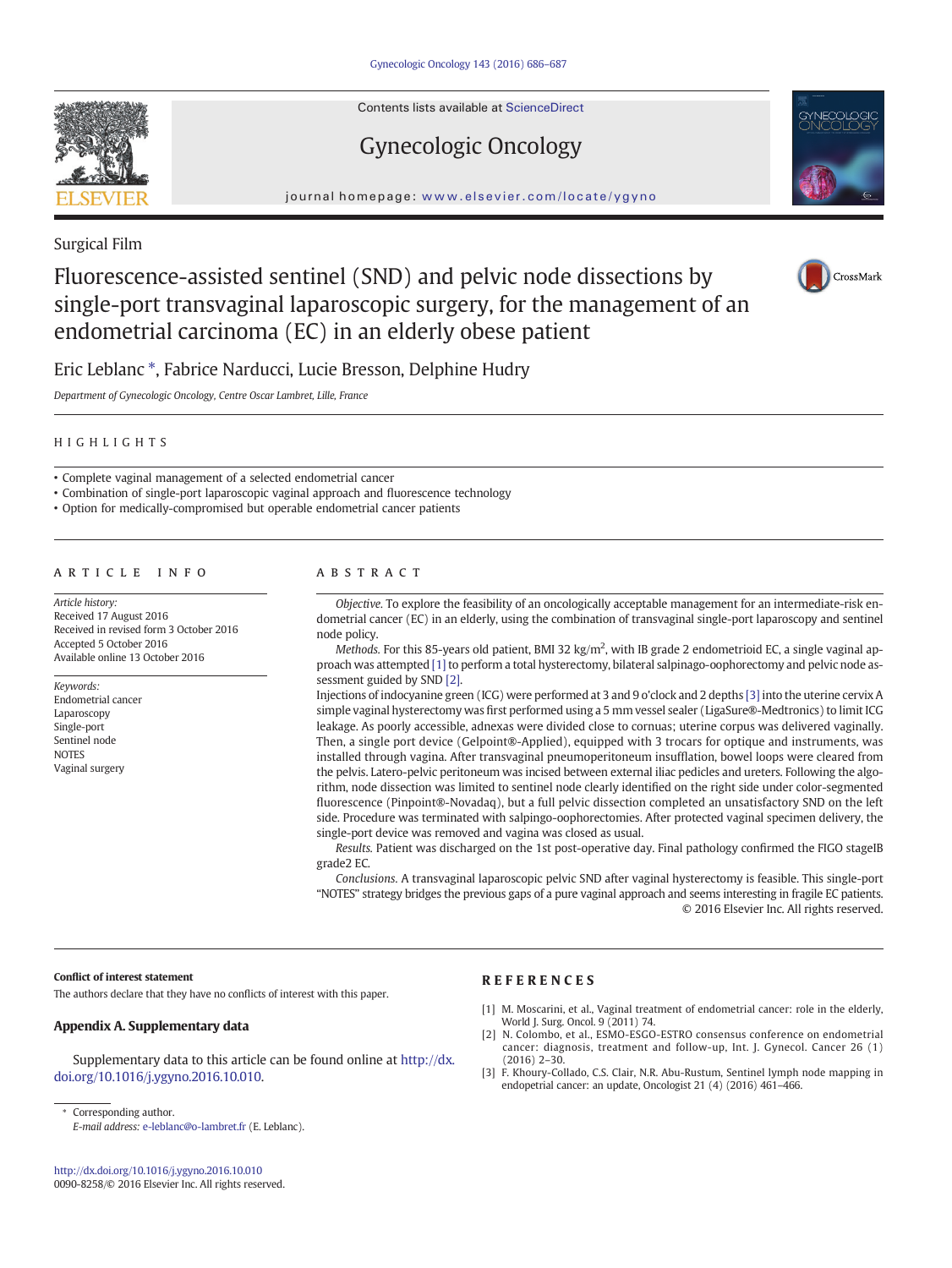Surgical Film

# Fluorescence-assisted sentinel (SND) and pelvic node dissections by single-port transvaginal laparoscopic surgery, for the management of an endometrial carcinoma (EC) in an elderly obese patient

Eric Leblanc *, Fabrice Narducci, Lucie Bresson, Delphine Hudry

*Department of Gynecologic Oncology, Centre Oscar Lambret, Lille, France*

## HIGHLIGHTS

- Complete vaginal management of a selected endometrial cancer
- Combination of single-port laparoscopic vaginal approach and fluorescence technology
- Option for medically-compromised but operable endometrial cancer patients

## ARTICLE INFO

*Article history:*
Received 17 August 2016
Received in revised form 3 October 2016
Accepted 5 October 2016
Available online 13 October 2016

*Keywords:*
Endometrial cancer
Laparoscopy
Single-port
Sentinel node
NOTES
Vaginal surgery

## ABSTRACT

*Objective.* To explore the feasibility of an oncologically acceptable management for an intermediate-risk endometrial cancer (EC) in an elderly, using the combination of transvaginal single-port laparoscopy and sentinel node policy.

*Methods.* For this 85-years old patient, BMI 32 kg/m$^2$, with IB grade 2 endometrioid EC, a single vaginal approach was attempted [1] to perform a total hysterectomy, bilateral salpingo-oophorectomy and pelvic node assessment guided by SND [2].
Injections of indocyanine green (ICG) were performed at 3 and 9 o'clock and 2 depths [3] into the uterine cervix A simple vaginal hysterectomy was first performed using a 5 mm vessel sealer (LigaSure®-Medtronics) to limit ICG leakage. As poorly accessible, adnexas were divided close to cornuas; uterine corpus was delivered vaginally. Then, a single port device (Gelpoint®-Applied), equipped with 3 trocars for optique and instruments, was installed through vagina. After transvaginal pneumoperitoneum insufflation, bowel loops were cleared from the pelvis. Latero-pelvic peritoneum was incised between external iliac pedicles and ureters. Following the algorithm, node dissection was limited to sentinel node clearly identified on the right side under color-segmented fluorescence (Pinpoint®-Novadaq), but a full pelvic dissection completed an unsatisfactory SND on the left side. Procedure was terminated with salpingo-oophorectomies. After protected vaginal specimen delivery, the single-port device was removed and vagina was closed as usual.

*Results.* Patient was discharged on the 1st post-operative day. Final pathology confirmed the FIGO stageIB grade2 EC.

*Conclusions.* A transvaginal laparoscopic pelvic SND after vaginal hysterectomy is feasible. This single-port "NOTES" strategy bridges the previous gaps of a pure vaginal approach and seems interesting in fragile EC patients.

© 2016 Elsevier Inc. All rights reserved.

#### Conflict of interest statement

The authors declare that they have no conflicts of interest with this paper.

### Appendix A. Supplementary data

Supplementary data to this article can be found online at http://dx.doi.org/10.1016/j.ygyno.2016.10.010.

\* Corresponding author.
*E-mail address:* e-leblanc@o-lambret.fr (E. Leblanc).

## REFERENCES

[1] M. Moscarini, et al., Vaginal treatment of endometrial cancer: role in the elderly, World J. Surg. Oncol. 9 (2011) 74.

[2] N. Colombo, et al., ESMO-ESGO-ESTRO consensus conference on endometrial cancer: diagnosis, treatment and follow-up, Int. J. Gynecol. Cancer 26 (1) (2016) 2–30.

[3] F. Khoury-Collado, C.S. Clair, N.R. Abu-Rustum, Sentinel lymph node mapping in endopetrial cancer: an update, Oncologist 21 (4) (2016) 461–466.

http://dx.doi.org/10.1016/j.ygyno.2016.10.010
0090-8258/© 2016 Elsevier Inc. All rights reserved.